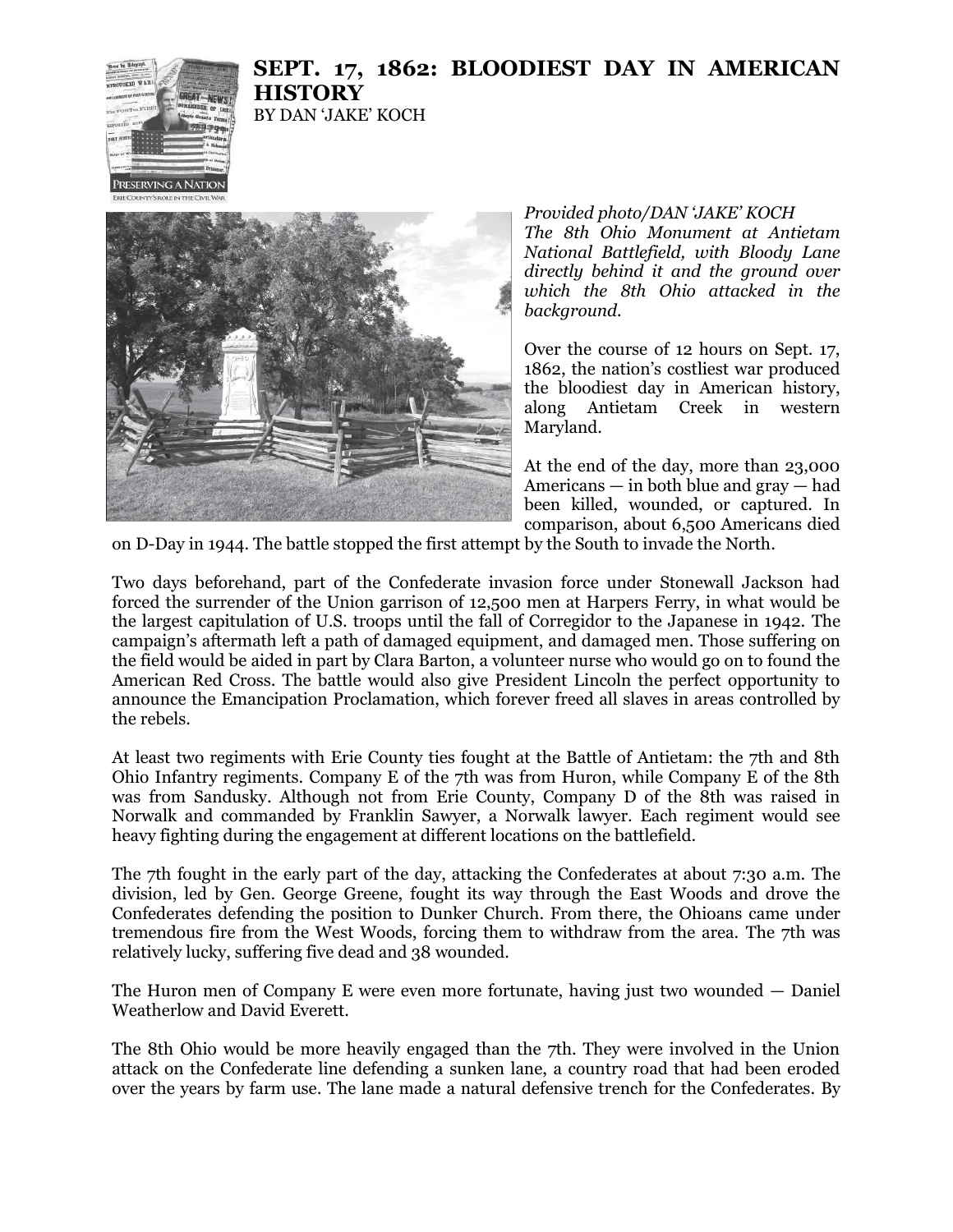# SEPT. 17, 1862: BLOODIEST DAY IN AMERICAN HISTORY

BY DAN 'JAKE' KOCH

*Provided photo/DAN 'JAKE' KOCH*
*The 8th Ohio Monument at Antietam National Battlefield, with Bloody Lane directly behind it and the ground over which the 8th Ohio attacked in the background.*

Over the course of 12 hours on Sept. 17, 1862, the nation's costliest war produced the bloodiest day in American history, along Antietam Creek in western Maryland.

At the end of the day, more than 23,000 Americans — in both blue and gray — had been killed, wounded, or captured. In comparison, about 6,500 Americans died on D-Day in 1944. The battle stopped the first attempt by the South to invade the North.

Two days beforehand, part of the Confederate invasion force under Stonewall Jackson had forced the surrender of the Union garrison of 12,500 men at Harpers Ferry, in what would be the largest capitulation of U.S. troops until the fall of Corregidor to the Japanese in 1942. The campaign's aftermath left a path of damaged equipment, and damaged men. Those suffering on the field would be aided in part by Clara Barton, a volunteer nurse who would go on to found the American Red Cross. The battle would also give President Lincoln the perfect opportunity to announce the Emancipation Proclamation, which forever freed all slaves in areas controlled by the rebels.

At least two regiments with Erie County ties fought at the Battle of Antietam: the 7th and 8th Ohio Infantry regiments. Company E of the 7th was from Huron, while Company E of the 8th was from Sandusky. Although not from Erie County, Company D of the 8th was raised in Norwalk and commanded by Franklin Sawyer, a Norwalk lawyer. Each regiment would see heavy fighting during the engagement at different locations on the battlefield.

The 7th fought in the early part of the day, attacking the Confederates at about 7:30 a.m. The division, led by Gen. George Greene, fought its way through the East Woods and drove the Confederates defending the position to Dunker Church. From there, the Ohioans came under tremendous fire from the West Woods, forcing them to withdraw from the area. The 7th was relatively lucky, suffering five dead and 38 wounded.

The Huron men of Company E were even more fortunate, having just two wounded — Daniel Weatherlow and David Everett.

The 8th Ohio would be more heavily engaged than the 7th. They were involved in the Union attack on the Confederate line defending a sunken lane, a country road that had been eroded over the years by farm use. The lane made a natural defensive trench for the Confederates. By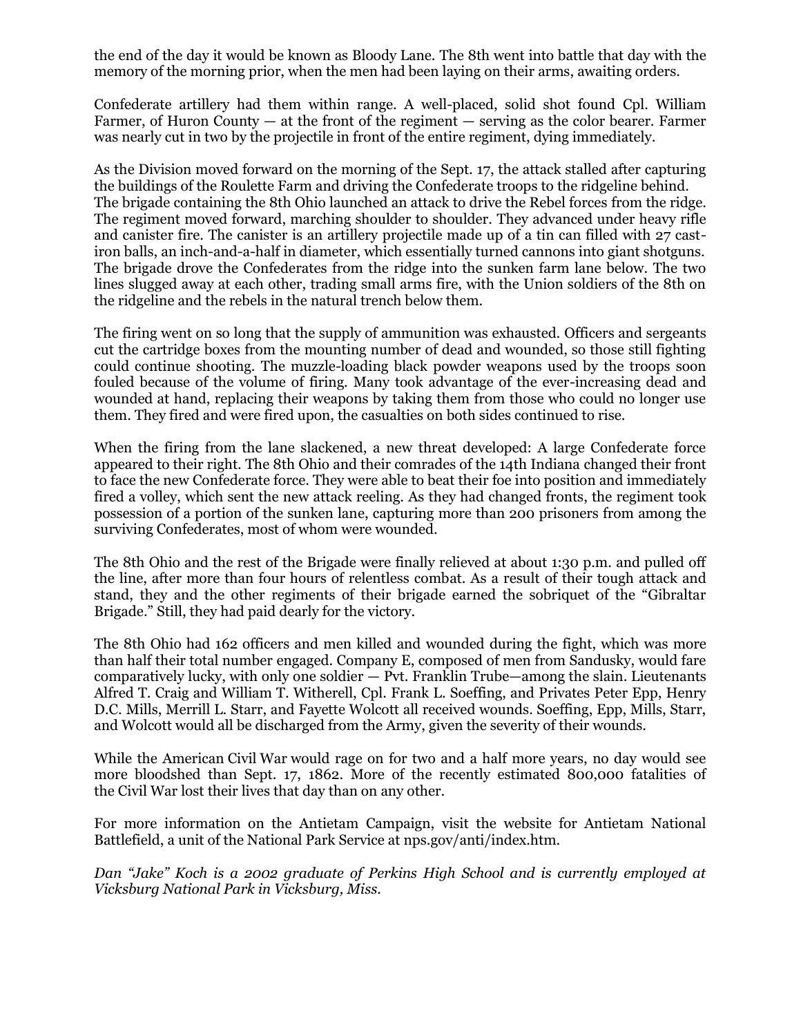the end of the day it would be known as Bloody Lane. The 8th went into battle that day with the memory of the morning prior, when the men had been laying on their arms, awaiting orders.

Confederate artillery had them within range. A well-placed, solid shot found Cpl. William Farmer, of Huron County — at the front of the regiment — serving as the color bearer. Farmer was nearly cut in two by the projectile in front of the entire regiment, dying immediately.

As the Division moved forward on the morning of the Sept. 17, the attack stalled after capturing the buildings of the Roulette Farm and driving the Confederate troops to the ridgeline behind. The brigade containing the 8th Ohio launched an attack to drive the Rebel forces from the ridge. The regiment moved forward, marching shoulder to shoulder. They advanced under heavy rifle and canister fire. The canister is an artillery projectile made up of a tin can filled with 27 cast-iron balls, an inch-and-a-half in diameter, which essentially turned cannons into giant shotguns. The brigade drove the Confederates from the ridge into the sunken farm lane below. The two lines slugged away at each other, trading small arms fire, with the Union soldiers of the 8th on the ridgeline and the rebels in the natural trench below them.

The firing went on so long that the supply of ammunition was exhausted. Officers and sergeants cut the cartridge boxes from the mounting number of dead and wounded, so those still fighting could continue shooting. The muzzle-loading black powder weapons used by the troops soon fouled because of the volume of firing. Many took advantage of the ever-increasing dead and wounded at hand, replacing their weapons by taking them from those who could no longer use them. They fired and were fired upon, the casualties on both sides continued to rise.

When the firing from the lane slackened, a new threat developed: A large Confederate force appeared to their right. The 8th Ohio and their comrades of the 14th Indiana changed their front to face the new Confederate force. They were able to beat their foe into position and immediately fired a volley, which sent the new attack reeling. As they had changed fronts, the regiment took possession of a portion of the sunken lane, capturing more than 200 prisoners from among the surviving Confederates, most of whom were wounded.

The 8th Ohio and the rest of the Brigade were finally relieved at about 1:30 p.m. and pulled off the line, after more than four hours of relentless combat. As a result of their tough attack and stand, they and the other regiments of their brigade earned the sobriquet of the "Gibraltar Brigade." Still, they had paid dearly for the victory.

The 8th Ohio had 162 officers and men killed and wounded during the fight, which was more than half their total number engaged. Company E, composed of men from Sandusky, would fare comparatively lucky, with only one soldier — Pvt. Franklin Trube—among the slain. Lieutenants Alfred T. Craig and William T. Witherell, Cpl. Frank L. Soeffing, and Privates Peter Epp, Henry D.C. Mills, Merrill L. Starr, and Fayette Wolcott all received wounds. Soeffing, Epp, Mills, Starr, and Wolcott would all be discharged from the Army, given the severity of their wounds.

While the American Civil War would rage on for two and a half more years, no day would see more bloodshed than Sept. 17, 1862. More of the recently estimated 800,000 fatalities of the Civil War lost their lives that day than on any other.

For more information on the Antietam Campaign, visit the website for Antietam National Battlefield, a unit of the National Park Service at nps.gov/anti/index.htm.

*Dan "Jake" Koch is a 2002 graduate of Perkins High School and is currently employed at Vicksburg National Park in Vicksburg, Miss.*